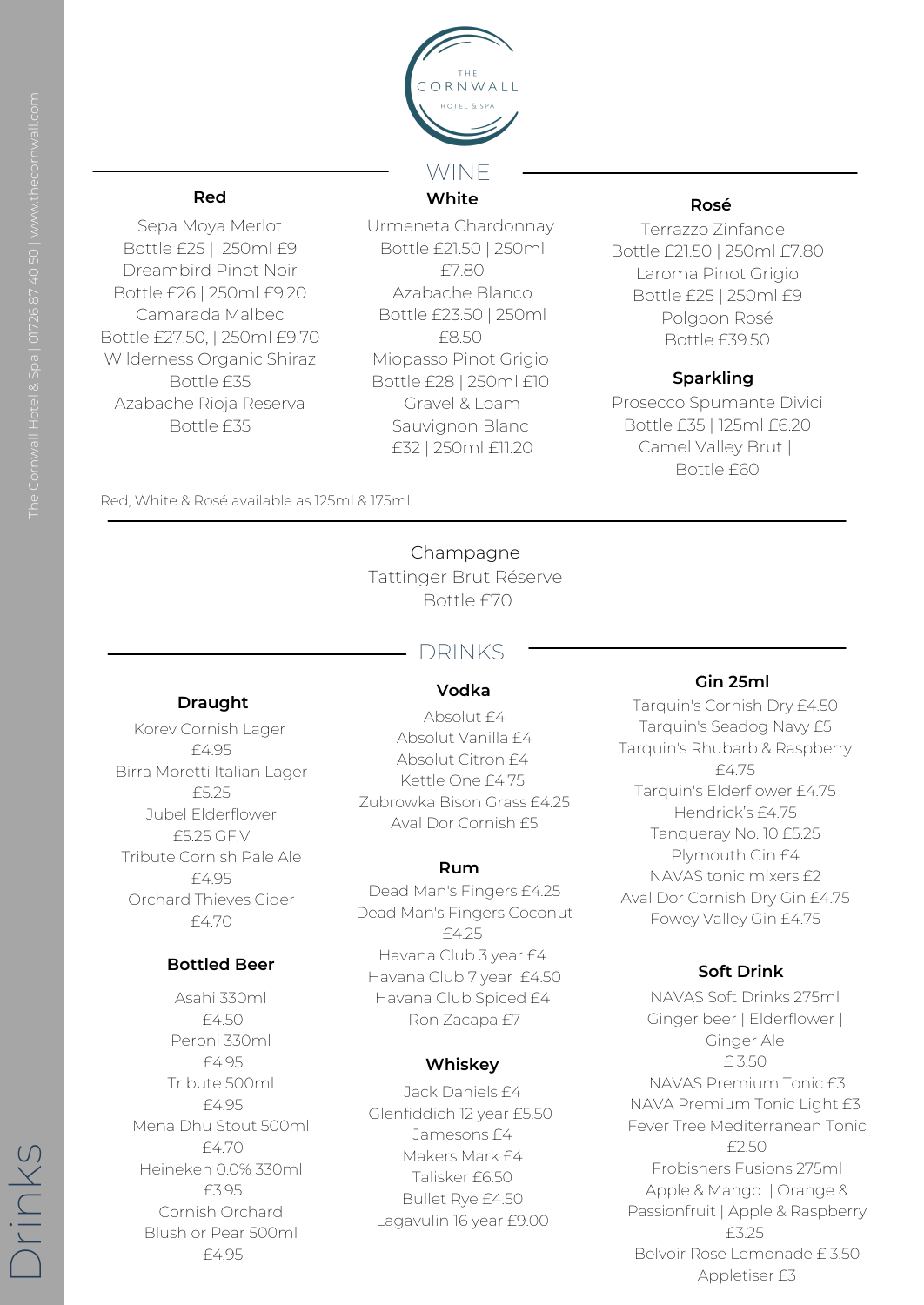THE CORNWALL HOTEL & SPA

# WINE

### Red

Sepa Moya Merlot
Bottle £25 | 250ml £9

Dreambird Pinot Noir
Bottle £26 | 250ml £9.20

Camarada Malbec
Bottle £27.50, | 250ml £9.70

Wilderness Organic Shiraz
Bottle £35

Azabache Rioja Reserva
Bottle £35

### White

Urmeneta Chardonnay
Bottle £21.50 | 250ml £7.80

Azabache Blanco
Bottle £23.50 | 250ml £8.50

Miopasso Pinot Grigio
Bottle £28 | 250ml £10

Gravel & Loam Sauvignon Blanc
£32 | 250ml £11.20

### Rosé

Terrazzo Zinfandel
Bottle £21.50 | 250ml £7.80

Laroma Pinot Grigio
Bottle £25 | 250ml £9

Polgoon Rosé
Bottle £39.50

### Sparkling

Prosecco Spumante Divici
Bottle £35 | 125ml £6.20

Camel Valley Brut |
Bottle £60

Red, White & Rosé available as 125ml & 175ml

### Champagne

Tattinger Brut Réserve
Bottle £70

# DRINKS

### Draught

Korev Cornish Lager
£4.95

Birra Moretti Italian Lager
£5.25

Jubel Elderflower
£5.25 GF,V

Tribute Cornish Pale Ale
£4.95

Orchard Thieves Cider
£4.70

### Bottled Beer

Asahi 330ml
£4.50

Peroni 330ml
£4.95

Tribute 500ml
£4.95

Mena Dhu Stout 500ml
£4.70

Heineken 0.0% 330ml
£3.95

Cornish Orchard Blush or Pear 500ml
£4.95

### Vodka

Absolut £4
Absolut Vanilla £4
Absolut Citron £4
Kettle One £4.75
Zubrowka Bison Grass £4.25
Aval Dor Cornish £5

### Rum

Dead Man's Fingers £4.25
Dead Man's Fingers Coconut £4.25
Havana Club 3 year £4
Havana Club 7 year £4.50
Havana Club Spiced £4
Ron Zacapa £7

### Whiskey

Jack Daniels £4
Glenfiddich 12 year £5.50
Jamesons £4
Makers Mark £4
Talisker £6.50
Bullet Rye £4.50
Lagavulin 16 year £9.00

### Gin 25ml

Tarquin's Cornish Dry £4.50
Tarquin's Seadog Navy £5
Tarquin's Rhubarb & Raspberry £4.75
Tarquin's Elderflower £4.75
Hendrick's £4.75
Tanqueray No. 10 £5.25
Plymouth Gin £4
NAVAS tonic mixers £2
Aval Dor Cornish Dry Gin £4.75
Fowey Valley Gin £4.75

### Soft Drink

NAVAS Soft Drinks 275ml
Ginger beer | Elderflower | Ginger Ale
£ 3.50

NAVAS Premium Tonic £3
NAVA Premium Tonic Light £3
Fever Tree Mediterranean Tonic £2.50

Frobishers Fusions 275ml
Apple & Mango | Orange & Passionfruit | Apple & Raspberry
£3.25

Belvoir Rose Lemonade £ 3.50
Appletiser £3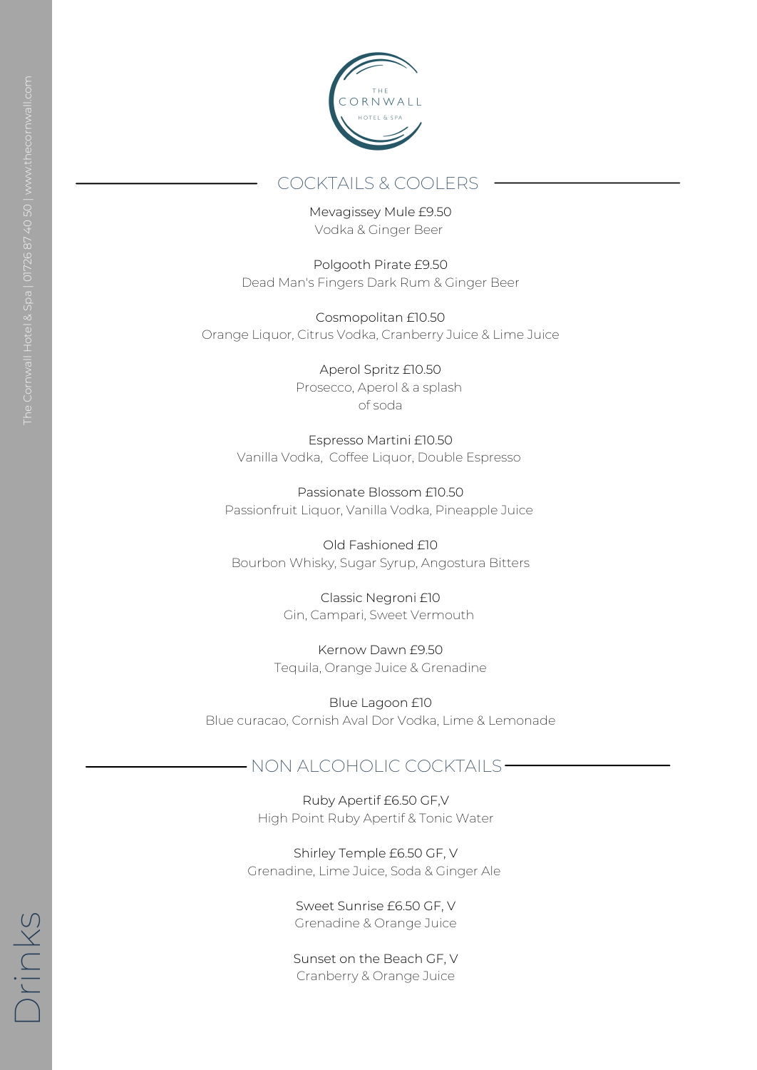THE CORNWALL HOTEL & SPA

## COCKTAILS & COOLERS

Mevagissey Mule £9.50
Vodka & Ginger Beer

Polgooth Pirate £9.50
Dead Man's Fingers Dark Rum & Ginger Beer

Cosmopolitan £10.50
Orange Liquor, Citrus Vodka, Cranberry Juice & Lime Juice

Aperol Spritz £10.50
Prosecco, Aperol & a splash of soda

Espresso Martini £10.50
Vanilla Vodka, Coffee Liquor, Double Espresso

Passionate Blossom £10.50
Passionfruit Liquor, Vanilla Vodka, Pineapple Juice

Old Fashioned £10
Bourbon Whisky, Sugar Syrup, Angostura Bitters

Classic Negroni £10
Gin, Campari, Sweet Vermouth

Kernow Dawn £9.50
Tequila, Orange Juice & Grenadine

Blue Lagoon £10
Blue curacao, Cornish Aval Dor Vodka, Lime & Lemonade

## NON ALCOHOLIC COCKTAILS

Ruby Apertif £6.50 GF,V
High Point Ruby Apertif & Tonic Water

Shirley Temple £6.50 GF, V
Grenadine, Lime Juice, Soda & Ginger Ale

Sweet Sunrise £6.50 GF, V
Grenadine & Orange Juice

Sunset on the Beach GF, V
Cranberry & Orange Juice

Drinks

The Cornwall Hotel & Spa | 01726 87 40 50 | www.thecornwall.com